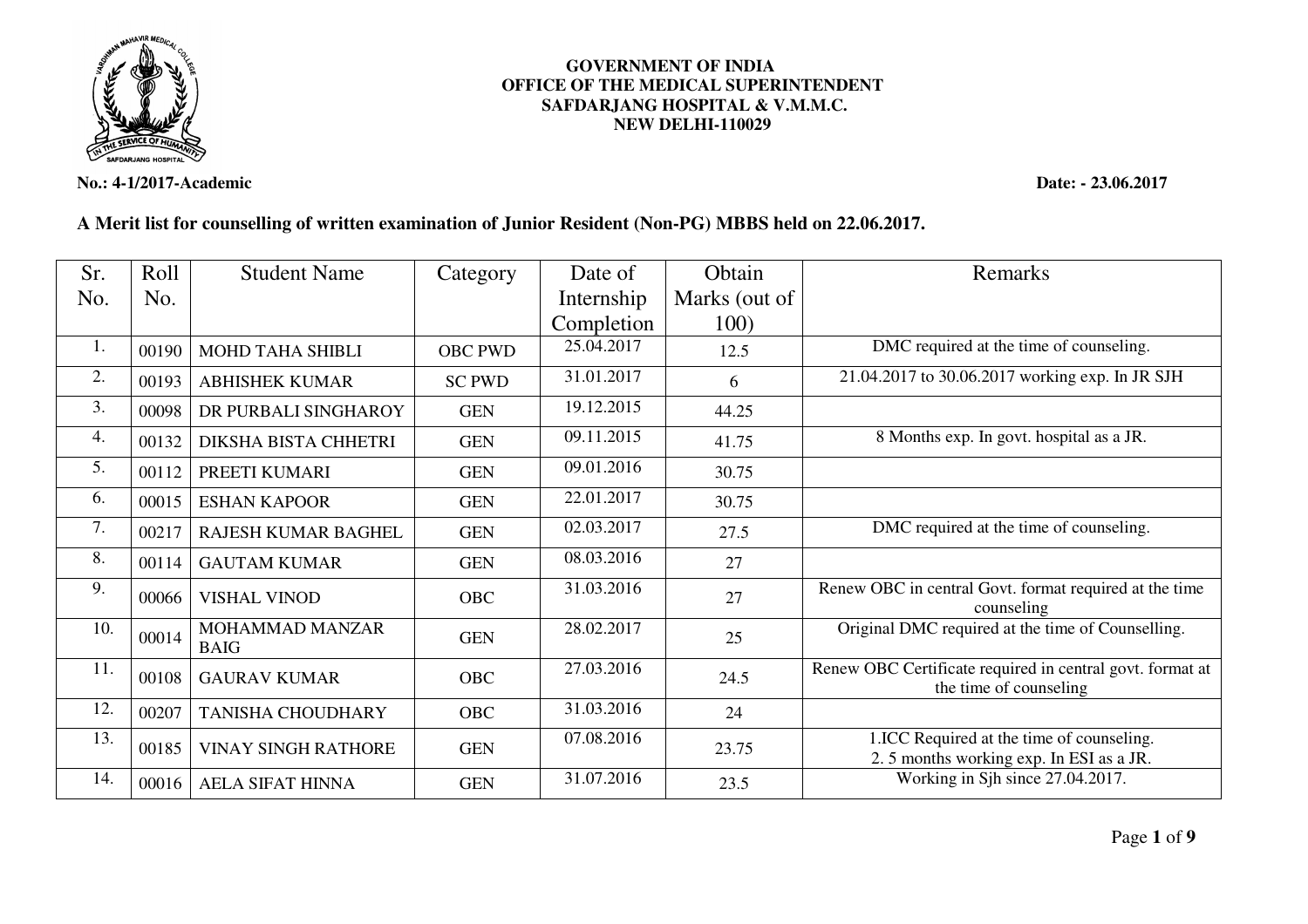**GOVERNMENT OF INDIA**
**OFFICE OF THE MEDICAL SUPERINTENDENT**
**SAFDARJANG HOSPITAL & V.M.M.C.**
**NEW DELHI-110029**

**No.: 4-1/2017-Academic** **Date: - 23.06.2017**

**A Merit list for counselling of written examination of Junior Resident (Non-PG) MBBS held on 22.06.2017.**

| Sr. No. | Roll No. | Student Name | Category | Date of Internship Completion | Obtain Marks (out of 100) | Remarks |
|---|---|---|---|---|---|---|
| 1. | 00190 | MOHD TAHA SHIBLI | OBC PWD | 25.04.2017 | 12.5 | DMC required at the time of counseling. |
| 2. | 00193 | ABHISHEK KUMAR | SC PWD | 31.01.2017 | 6 | 21.04.2017 to 30.06.2017 working exp. In JR SJH |
| 3. | 00098 | DR PURBALI SINGHAROY | GEN | 19.12.2015 | 44.25 | |
| 4. | 00132 | DIKSHA BISTA CHHETRI | GEN | 09.11.2015 | 41.75 | 8 Months exp. In govt. hospital as a JR. |
| 5. | 00112 | PREETI KUMARI | GEN | 09.01.2016 | 30.75 | |
| 6. | 00015 | ESHAN KAPOOR | GEN | 22.01.2017 | 30.75 | |
| 7. | 00217 | RAJESH KUMAR BAGHEL | GEN | 02.03.2017 | 27.5 | DMC required at the time of counseling. |
| 8. | 00114 | GAUTAM KUMAR | GEN | 08.03.2016 | 27 | |
| 9. | 00066 | VISHAL VINOD | OBC | 31.03.2016 | 27 | Renew OBC in central Govt. format required at the time counseling |
| 10. | 00014 | MOHAMMAD MANZAR BAIG | GEN | 28.02.2017 | 25 | Original DMC required at the time of Counselling. |
| 11. | 00108 | GAURAV KUMAR | OBC | 27.03.2016 | 24.5 | Renew OBC Certificate required in central govt. format at the time of counseling |
| 12. | 00207 | TANISHA CHOUDHARY | OBC | 31.03.2016 | 24 | |
| 13. | 00185 | VINAY SINGH RATHORE | GEN | 07.08.2016 | 23.75 | 1.ICC Required at the time of counseling. 2. 5 months working exp. In ESI as a JR. |
| 14. | 00016 | AELA SIFAT HINNA | GEN | 31.07.2016 | 23.5 | Working in Sjh since 27.04.2017. |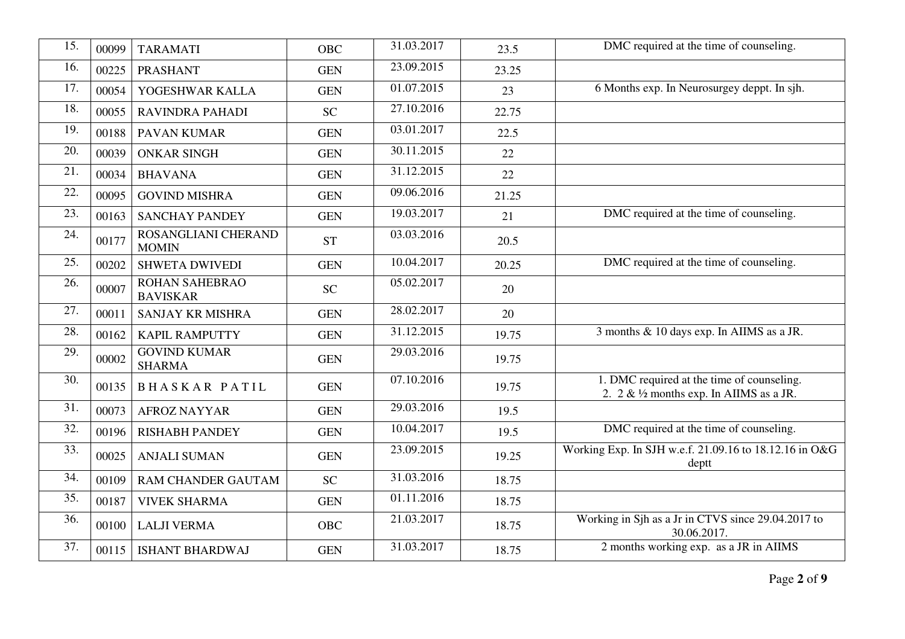| | | | | | | |
|---|---|---|---|---|---|---|
| 15. | 00099 | TARAMATI | OBC | 31.03.2017 | 23.5 | DMC required at the time of counseling. |
| 16. | 00225 | PRASHANT | GEN | 23.09.2015 | 23.25 | |
| 17. | 00054 | YOGESHWAR KALLA | GEN | 01.07.2015 | 23 | 6 Months exp. In Neurosurgey deppt. In sjh. |
| 18. | 00055 | RAVINDRA PAHADI | SC | 27.10.2016 | 22.75 | |
| 19. | 00188 | PAVAN KUMAR | GEN | 03.01.2017 | 22.5 | |
| 20. | 00039 | ONKAR SINGH | GEN | 30.11.2015 | 22 | |
| 21. | 00034 | BHAVANA | GEN | 31.12.2015 | 22 | |
| 22. | 00095 | GOVIND MISHRA | GEN | 09.06.2016 | 21.25 | |
| 23. | 00163 | SANCHAY PANDEY | GEN | 19.03.2017 | 21 | DMC required at the time of counseling. |
| 24. | 00177 | ROSANGLIANI CHERAND MOMIN | ST | 03.03.2016 | 20.5 | |
| 25. | 00202 | SHWETA DWIVEDI | GEN | 10.04.2017 | 20.25 | DMC required at the time of counseling. |
| 26. | 00007 | ROHAN SAHEBRAO BAVISKAR | SC | 05.02.2017 | 20 | |
| 27. | 00011 | SANJAY KR MISHRA | GEN | 28.02.2017 | 20 | |
| 28. | 00162 | KAPIL RAMPUTTY | GEN | 31.12.2015 | 19.75 | 3 months & 10 days exp. In AIIMS as a JR. |
| 29. | 00002 | GOVIND KUMAR SHARMA | GEN | 29.03.2016 | 19.75 | |
| 30. | 00135 | BHASKAR PATIL | GEN | 07.10.2016 | 19.75 | 1. DMC required at the time of counseling.<br>2. 2 & ½ months exp. In AIIMS as a JR. |
| 31. | 00073 | AFROZ NAYYAR | GEN | 29.03.2016 | 19.5 | |
| 32. | 00196 | RISHABH PANDEY | GEN | 10.04.2017 | 19.5 | DMC required at the time of counseling. |
| 33. | 00025 | ANJALI SUMAN | GEN | 23.09.2015 | 19.25 | Working Exp. In SJH w.e.f. 21.09.16 to 18.12.16 in O&G deptt |
| 34. | 00109 | RAM CHANDER GAUTAM | SC | 31.03.2016 | 18.75 | |
| 35. | 00187 | VIVEK SHARMA | GEN | 01.11.2016 | 18.75 | |
| 36. | 00100 | LALJI VERMA | OBC | 21.03.2017 | 18.75 | Working in Sjh as a Jr in CTVS since 29.04.2017 to 30.06.2017. |
| 37. | 00115 | ISHANT BHARDWAJ | GEN | 31.03.2017 | 18.75 | 2 months working exp. as a JR in AIIMS |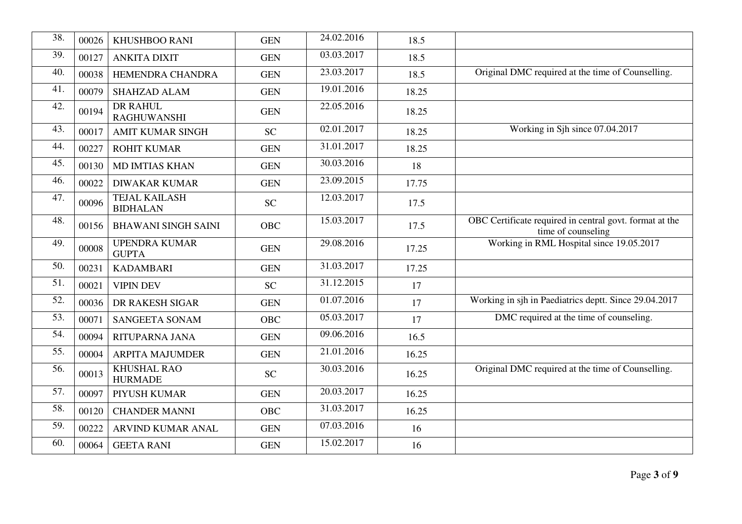| | | | | | | |
|---|---|---|---|---|---|---|
| 38. | 00026 | KHUSHBOO RANI | GEN | 24.02.2016 | 18.5 | |
| 39. | 00127 | ANKITA DIXIT | GEN | 03.03.2017 | 18.5 | |
| 40. | 00038 | HEMENDRA CHANDRA | GEN | 23.03.2017 | 18.5 | Original DMC required at the time of Counselling. |
| 41. | 00079 | SHAHZAD ALAM | GEN | 19.01.2016 | 18.25 | |
| 42. | 00194 | DR RAHUL RAGHUWANSHI | GEN | 22.05.2016 | 18.25 | |
| 43. | 00017 | AMIT KUMAR SINGH | SC | 02.01.2017 | 18.25 | Working in Sjh since 07.04.2017 |
| 44. | 00227 | ROHIT KUMAR | GEN | 31.01.2017 | 18.25 | |
| 45. | 00130 | MD IMTIAS KHAN | GEN | 30.03.2016 | 18 | |
| 46. | 00022 | DIWAKAR KUMAR | GEN | 23.09.2015 | 17.75 | |
| 47. | 00096 | TEJAL KAILASH BIDHALAN | SC | 12.03.2017 | 17.5 | |
| 48. | 00156 | BHAWANI SINGH SAINI | OBC | 15.03.2017 | 17.5 | OBC Certificate required in central govt. format at the time of counseling |
| 49. | 00008 | UPENDRA KUMAR GUPTA | GEN | 29.08.2016 | 17.25 | Working in RML Hospital since 19.05.2017 |
| 50. | 00231 | KADAMBARI | GEN | 31.03.2017 | 17.25 | |
| 51. | 00021 | VIPIN DEV | SC | 31.12.2015 | 17 | |
| 52. | 00036 | DR RAKESH SIGAR | GEN | 01.07.2016 | 17 | Working in sjh in Paediatrics deptt. Since 29.04.2017 |
| 53. | 00071 | SANGEETA SONAM | OBC | 05.03.2017 | 17 | DMC required at the time of counseling. |
| 54. | 00094 | RITUPARNA JANA | GEN | 09.06.2016 | 16.5 | |
| 55. | 00004 | ARPITA MAJUMDER | GEN | 21.01.2016 | 16.25 | |
| 56. | 00013 | KHUSHAL RAO HURMADE | SC | 30.03.2016 | 16.25 | Original DMC required at the time of Counselling. |
| 57. | 00097 | PIYUSH KUMAR | GEN | 20.03.2017 | 16.25 | |
| 58. | 00120 | CHANDER MANNI | OBC | 31.03.2017 | 16.25 | |
| 59. | 00222 | ARVIND KUMAR ANAL | GEN | 07.03.2016 | 16 | |
| 60. | 00064 | GEETA RANI | GEN | 15.02.2017 | 16 | |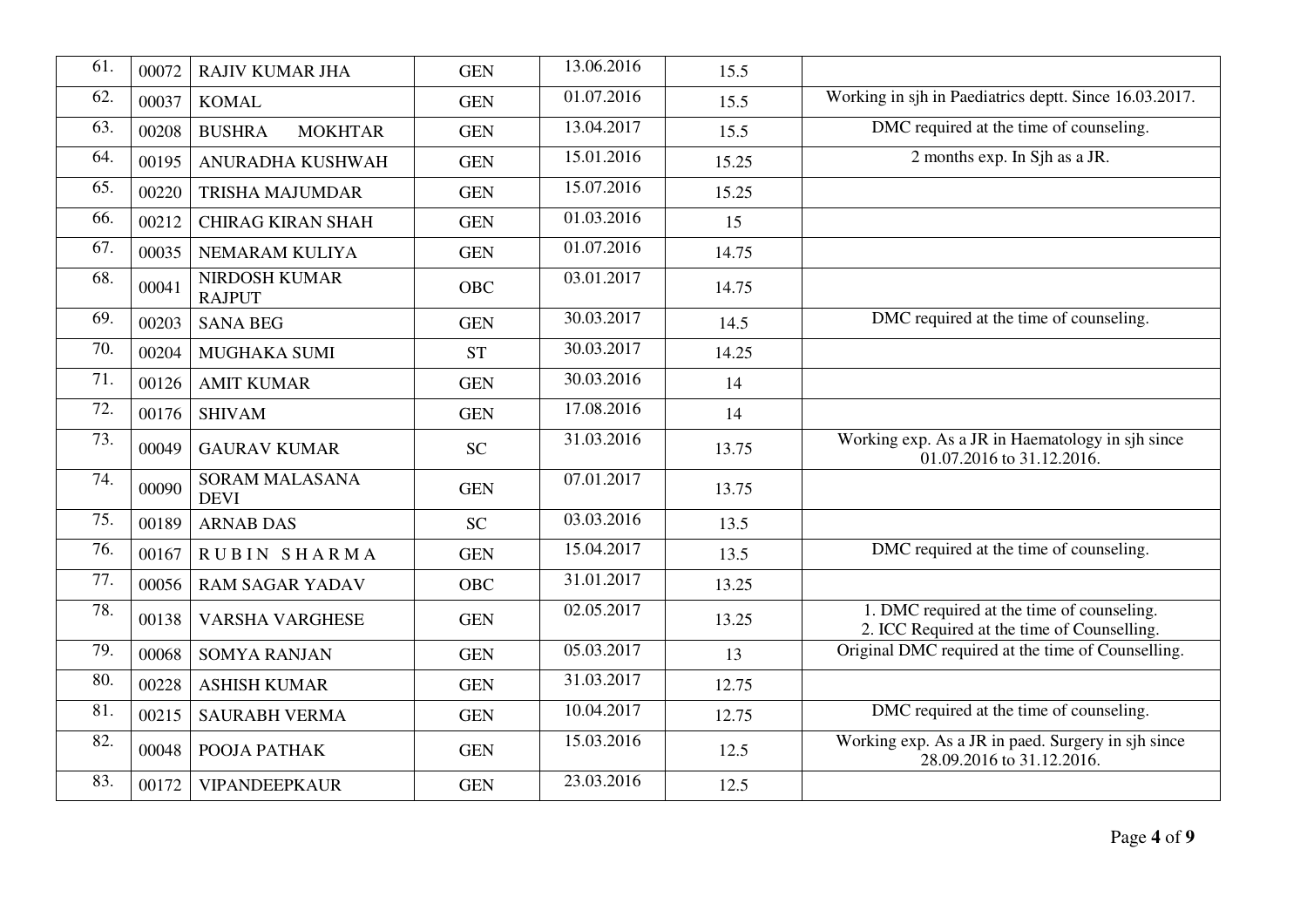| 61. | 00072 | RAJIV KUMAR JHA | GEN | 13.06.2016 | 15.5 | |
|---|---|---|---|---|---|---|
| 62. | 00037 | KOMAL | GEN | 01.07.2016 | 15.5 | Working in sjh in Paediatrics deptt. Since 16.03.2017. |
| 63. | 00208 | BUSHRA MOKHTAR | GEN | 13.04.2017 | 15.5 | DMC required at the time of counseling. |
| 64. | 00195 | ANURADHA KUSHWAH | GEN | 15.01.2016 | 15.25 | 2 months exp. In Sjh as a JR. |
| 65. | 00220 | TRISHA MAJUMDAR | GEN | 15.07.2016 | 15.25 | |
| 66. | 00212 | CHIRAG KIRAN SHAH | GEN | 01.03.2016 | 15 | |
| 67. | 00035 | NEMARAM KULIYA | GEN | 01.07.2016 | 14.75 | |
| 68. | 00041 | NIRDOSH KUMAR RAJPUT | OBC | 03.01.2017 | 14.75 | |
| 69. | 00203 | SANA BEG | GEN | 30.03.2017 | 14.5 | DMC required at the time of counseling. |
| 70. | 00204 | MUGHAKA SUMI | ST | 30.03.2017 | 14.25 | |
| 71. | 00126 | AMIT KUMAR | GEN | 30.03.2016 | 14 | |
| 72. | 00176 | SHIVAM | GEN | 17.08.2016 | 14 | |
| 73. | 00049 | GAURAV KUMAR | SC | 31.03.2016 | 13.75 | Working exp. As a JR in Haematology in sjh since 01.07.2016 to 31.12.2016. |
| 74. | 00090 | SORAM MALASANA DEVI | GEN | 07.01.2017 | 13.75 | |
| 75. | 00189 | ARNAB DAS | SC | 03.03.2016 | 13.5 | |
| 76. | 00167 | RUBIN SHARMA | GEN | 15.04.2017 | 13.5 | DMC required at the time of counseling. |
| 77. | 00056 | RAM SAGAR YADAV | OBC | 31.01.2017 | 13.25 | |
| 78. | 00138 | VARSHA VARGHESE | GEN | 02.05.2017 | 13.25 | 1. DMC required at the time of counseling. 2. ICC Required at the time of Counselling. |
| 79. | 00068 | SOMYA RANJAN | GEN | 05.03.2017 | 13 | Original DMC required at the time of Counselling. |
| 80. | 00228 | ASHISH KUMAR | GEN | 31.03.2017 | 12.75 | |
| 81. | 00215 | SAURABH VERMA | GEN | 10.04.2017 | 12.75 | DMC required at the time of counseling. |
| 82. | 00048 | POOJA PATHAK | GEN | 15.03.2016 | 12.5 | Working exp. As a JR in paed. Surgery in sjh since 28.09.2016 to 31.12.2016. |
| 83. | 00172 | VIPANDEEPKAUR | GEN | 23.03.2016 | 12.5 | |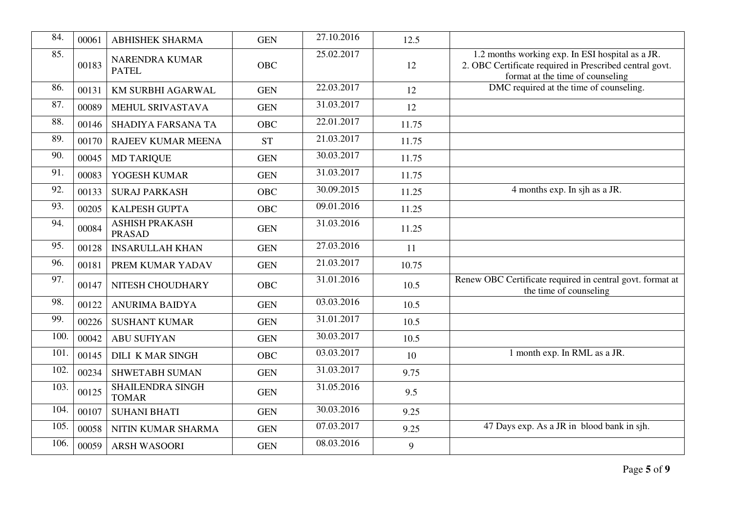| | | | | | | |
|---|---|---|---|---|---|---|
| 84. | 00061 | ABHISHEK SHARMA | GEN | 27.10.2016 | 12.5 | |
| 85. | 00183 | NARENDRA KUMAR PATEL | OBC | 25.02.2017 | 12 | 1.2 months working exp. In ESI hospital as a JR. 2. OBC Certificate required in Prescribed central govt. format at the time of counseling |
| 86. | 00131 | KM SURBHI AGARWAL | GEN | 22.03.2017 | 12 | DMC required at the time of counseling. |
| 87. | 00089 | MEHUL SRIVASTAVA | GEN | 31.03.2017 | 12 | |
| 88. | 00146 | SHADIYA FARSANA TA | OBC | 22.01.2017 | 11.75 | |
| 89. | 00170 | RAJEEV KUMAR MEENA | ST | 21.03.2017 | 11.75 | |
| 90. | 00045 | MD TARIQUE | GEN | 30.03.2017 | 11.75 | |
| 91. | 00083 | YOGESH KUMAR | GEN | 31.03.2017 | 11.75 | |
| 92. | 00133 | SURAJ PARKASH | OBC | 30.09.2015 | 11.25 | 4 months exp. In sjh as a JR. |
| 93. | 00205 | KALPESH GUPTA | OBC | 09.01.2016 | 11.25 | |
| 94. | 00084 | ASHISH PRAKASH PRASAD | GEN | 31.03.2016 | 11.25 | |
| 95. | 00128 | INSARULLAH KHAN | GEN | 27.03.2016 | 11 | |
| 96. | 00181 | PREM KUMAR YADAV | GEN | 21.03.2017 | 10.75 | |
| 97. | 00147 | NITESH CHOUDHARY | OBC | 31.01.2016 | 10.5 | Renew OBC Certificate required in central govt. format at the time of counseling |
| 98. | 00122 | ANURIMA BAIDYA | GEN | 03.03.2016 | 10.5 | |
| 99. | 00226 | SUSHANT KUMAR | GEN | 31.01.2017 | 10.5 | |
| 100. | 00042 | ABU SUFIYAN | GEN | 30.03.2017 | 10.5 | |
| 101. | 00145 | DILI K MAR SINGH | OBC | 03.03.2017 | 10 | 1 month exp. In RML as a JR. |
| 102. | 00234 | SHWETABH SUMAN | GEN | 31.03.2017 | 9.75 | |
| 103. | 00125 | SHAILENDRA SINGH TOMAR | GEN | 31.05.2016 | 9.5 | |
| 104. | 00107 | SUHANI BHATI | GEN | 30.03.2016 | 9.25 | |
| 105. | 00058 | NITIN KUMAR SHARMA | GEN | 07.03.2017 | 9.25 | 47 Days exp. As a JR in blood bank in sjh. |
| 106. | 00059 | ARSH WASOORI | GEN | 08.03.2016 | 9 | |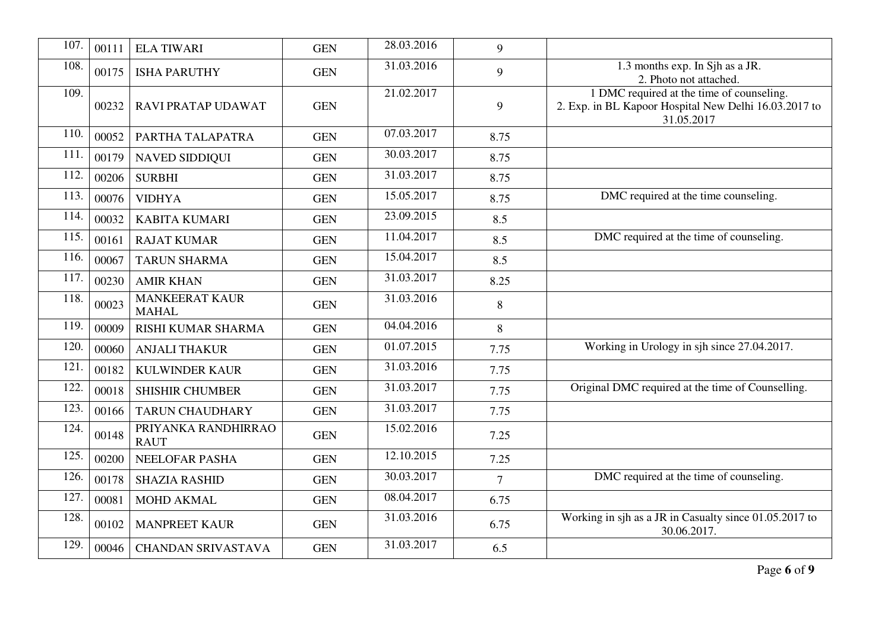| 107. | 00111 | ELA TIWARI | GEN | 28.03.2016 | 9 | |
|---|---|---|---|---|---|---|
| 108. | 00175 | ISHA PARUTHY | GEN | 31.03.2016 | 9 | 1.3 months exp. In Sjh as a JR. 2. Photo not attached. |
| 109. | 00232 | RAVI PRATAP UDAWAT | GEN | 21.02.2017 | 9 | 1 DMC required at the time of counseling. 2. Exp. in BL Kapoor Hospital New Delhi 16.03.2017 to 31.05.2017 |
| 110. | 00052 | PARTHA TALAPATRA | GEN | 07.03.2017 | 8.75 | |
| 111. | 00179 | NAVED SIDDIQUI | GEN | 30.03.2017 | 8.75 | |
| 112. | 00206 | SURBHI | GEN | 31.03.2017 | 8.75 | |
| 113. | 00076 | VIDHYA | GEN | 15.05.2017 | 8.75 | DMC required at the time counseling. |
| 114. | 00032 | KABITA KUMARI | GEN | 23.09.2015 | 8.5 | |
| 115. | 00161 | RAJAT KUMAR | GEN | 11.04.2017 | 8.5 | DMC required at the time of counseling. |
| 116. | 00067 | TARUN SHARMA | GEN | 15.04.2017 | 8.5 | |
| 117. | 00230 | AMIR KHAN | GEN | 31.03.2017 | 8.25 | |
| 118. | 00023 | MANKEERAT KAUR MAHAL | GEN | 31.03.2016 | 8 | |
| 119. | 00009 | RISHI KUMAR SHARMA | GEN | 04.04.2016 | 8 | |
| 120. | 00060 | ANJALI THAKUR | GEN | 01.07.2015 | 7.75 | Working in Urology in sjh since 27.04.2017. |
| 121. | 00182 | KULWINDER KAUR | GEN | 31.03.2016 | 7.75 | |
| 122. | 00018 | SHISHIR CHUMBER | GEN | 31.03.2017 | 7.75 | Original DMC required at the time of Counselling. |
| 123. | 00166 | TARUN CHAUDHARY | GEN | 31.03.2017 | 7.75 | |
| 124. | 00148 | PRIYANKA RANDHIRRAO RAUT | GEN | 15.02.2016 | 7.25 | |
| 125. | 00200 | NEELOFAR PASHA | GEN | 12.10.2015 | 7.25 | |
| 126. | 00178 | SHAZIA RASHID | GEN | 30.03.2017 | 7 | DMC required at the time of counseling. |
| 127. | 00081 | MOHD AKMAL | GEN | 08.04.2017 | 6.75 | |
| 128. | 00102 | MANPREET KAUR | GEN | 31.03.2016 | 6.75 | Working in sjh as a JR in Casualty since 01.05.2017 to 30.06.2017. |
| 129. | 00046 | CHANDAN SRIVASTAVA | GEN | 31.03.2017 | 6.5 | |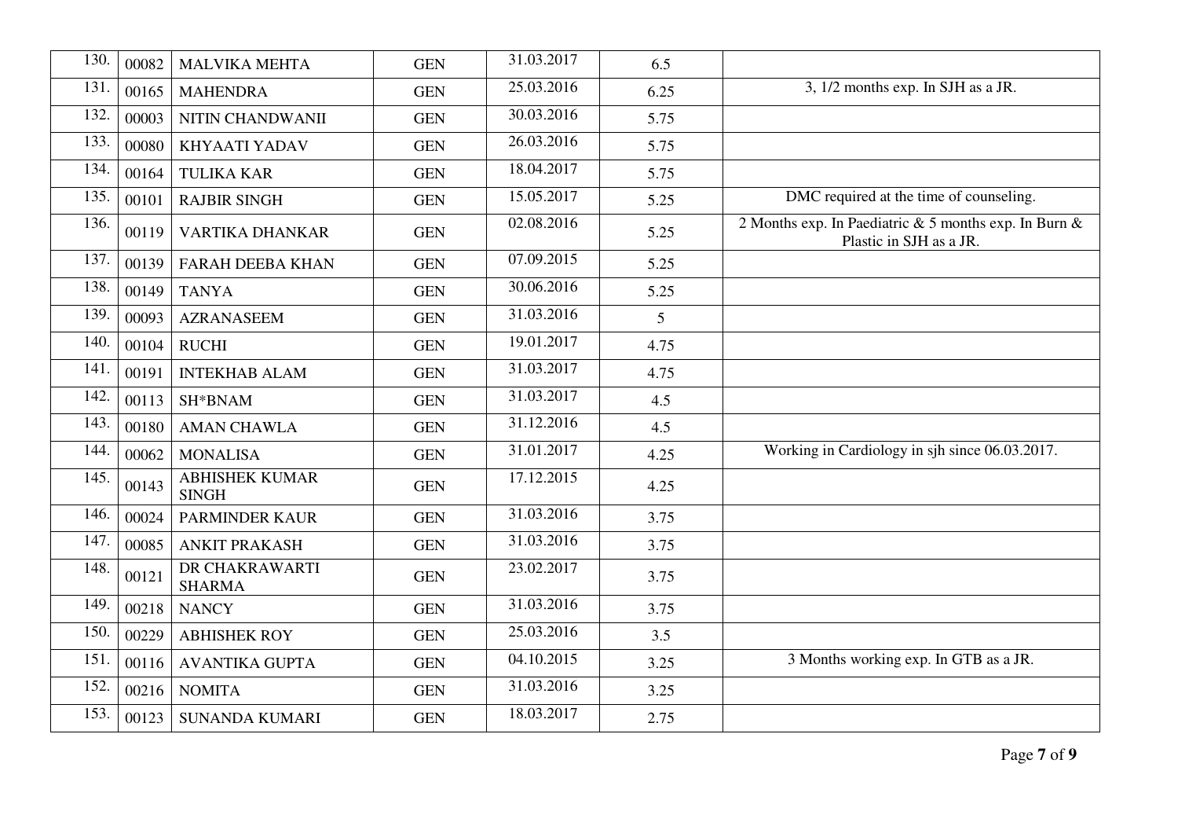| | | | | | | |
|---|---|---|---|---|---|---|
| 130. | 00082 | MALVIKA MEHTA | GEN | 31.03.2017 | 6.5 | |
| 131. | 00165 | MAHENDRA | GEN | 25.03.2016 | 6.25 | 3, 1/2 months exp. In SJH as a JR. |
| 132. | 00003 | NITIN CHANDWANII | GEN | 30.03.2016 | 5.75 | |
| 133. | 00080 | KHYAATI YADAV | GEN | 26.03.2016 | 5.75 | |
| 134. | 00164 | TULIKA KAR | GEN | 18.04.2017 | 5.75 | |
| 135. | 00101 | RAJBIR SINGH | GEN | 15.05.2017 | 5.25 | DMC required at the time of counseling. |
| 136. | 00119 | VARTIKA DHANKAR | GEN | 02.08.2016 | 5.25 | 2 Months exp. In Paediatric & 5 months exp. In Burn & Plastic in SJH as a JR. |
| 137. | 00139 | FARAH DEEBA KHAN | GEN | 07.09.2015 | 5.25 | |
| 138. | 00149 | TANYA | GEN | 30.06.2016 | 5.25 | |
| 139. | 00093 | AZRANASEEM | GEN | 31.03.2016 | 5 | |
| 140. | 00104 | RUCHI | GEN | 19.01.2017 | 4.75 | |
| 141. | 00191 | INTEKHAB ALAM | GEN | 31.03.2017 | 4.75 | |
| 142. | 00113 | SH*BNAM | GEN | 31.03.2017 | 4.5 | |
| 143. | 00180 | AMAN CHAWLA | GEN | 31.12.2016 | 4.5 | |
| 144. | 00062 | MONALISA | GEN | 31.01.2017 | 4.25 | Working in Cardiology in sjh since 06.03.2017. |
| 145. | 00143 | ABHISHEK KUMAR SINGH | GEN | 17.12.2015 | 4.25 | |
| 146. | 00024 | PARMINDER KAUR | GEN | 31.03.2016 | 3.75 | |
| 147. | 00085 | ANKIT PRAKASH | GEN | 31.03.2016 | 3.75 | |
| 148. | 00121 | DR CHAKRAWARTI SHARMA | GEN | 23.02.2017 | 3.75 | |
| 149. | 00218 | NANCY | GEN | 31.03.2016 | 3.75 | |
| 150. | 00229 | ABHISHEK ROY | GEN | 25.03.2016 | 3.5 | |
| 151. | 00116 | AVANTIKA GUPTA | GEN | 04.10.2015 | 3.25 | 3 Months working exp. In GTB as a JR. |
| 152. | 00216 | NOMITA | GEN | 31.03.2016 | 3.25 | |
| 153. | 00123 | SUNANDA KUMARI | GEN | 18.03.2017 | 2.75 | |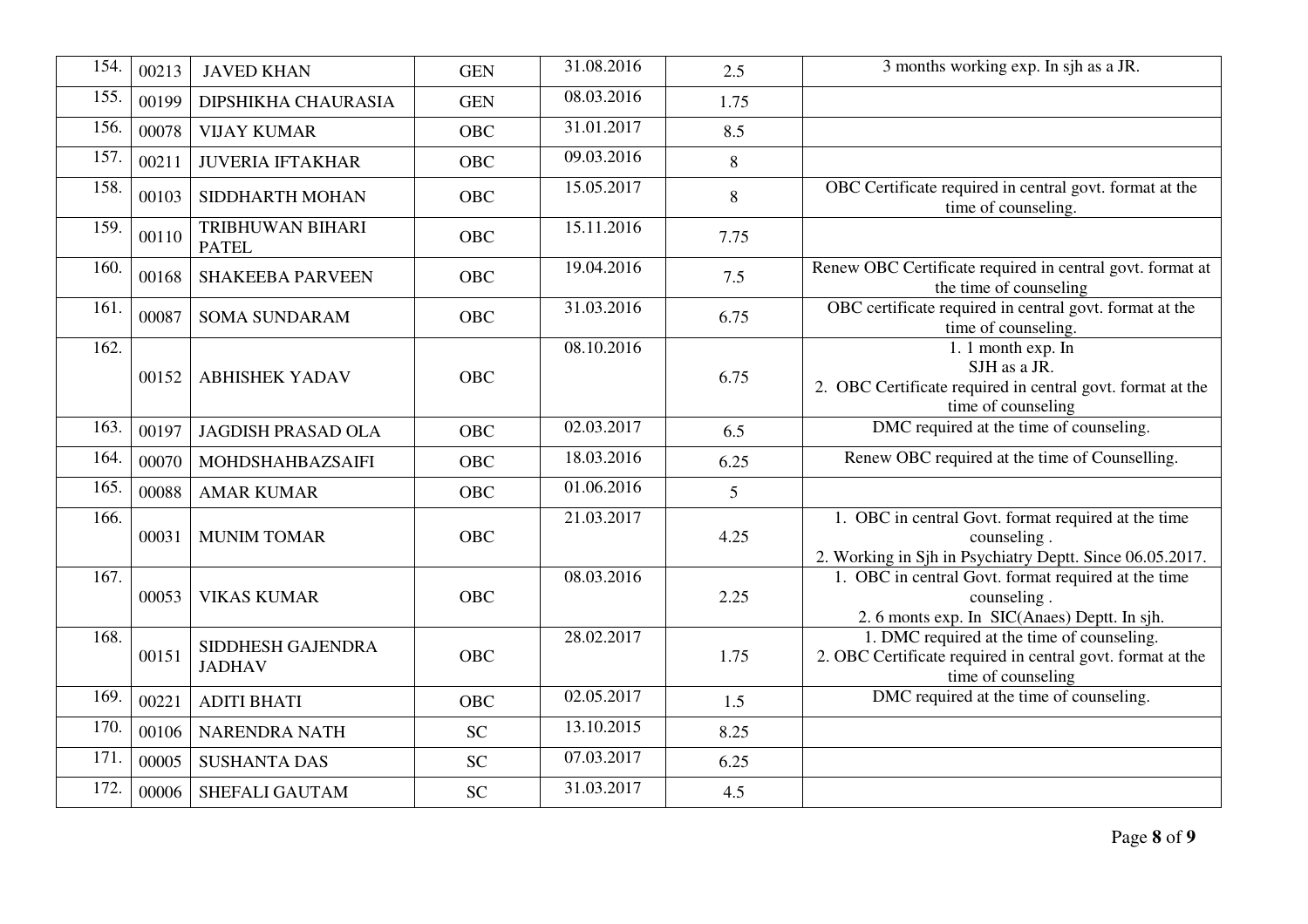| | | | | | | |
|---|---|---|---|---|---|---|
| 154. | 00213 | JAVED KHAN | GEN | 31.08.2016 | 2.5 | 3 months working exp. In sjh as a JR. |
| 155. | 00199 | DIPSHIKHA CHAURASIA | GEN | 08.03.2016 | 1.75 | |
| 156. | 00078 | VIJAY KUMAR | OBC | 31.01.2017 | 8.5 | |
| 157. | 00211 | JUVERIA IFTAKHAR | OBC | 09.03.2016 | 8 | |
| 158. | 00103 | SIDDHARTH MOHAN | OBC | 15.05.2017 | 8 | OBC Certificate required in central govt. format at the time of counseling. |
| 159. | 00110 | TRIBHUWAN BIHARI PATEL | OBC | 15.11.2016 | 7.75 | |
| 160. | 00168 | SHAKEEBA PARVEEN | OBC | 19.04.2016 | 7.5 | Renew OBC Certificate required in central govt. format at the time of counseling |
| 161. | 00087 | SOMA SUNDARAM | OBC | 31.03.2016 | 6.75 | OBC certificate required in central govt. format at the time of counseling. |
| 162. | 00152 | ABHISHEK YADAV | OBC | 08.10.2016 | 6.75 | 1. 1 month exp. In SJH as a JR. 2. OBC Certificate required in central govt. format at the time of counseling |
| 163. | 00197 | JAGDISH PRASAD OLA | OBC | 02.03.2017 | 6.5 | DMC required at the time of counseling. |
| 164. | 00070 | MOHDSHAHBAZSAIFI | OBC | 18.03.2016 | 6.25 | Renew OBC required at the time of Counselling. |
| 165. | 00088 | AMAR KUMAR | OBC | 01.06.2016 | 5 | |
| 166. | 00031 | MUNIM TOMAR | OBC | 21.03.2017 | 4.25 | 1. OBC in central Govt. format required at the time counseling . 2. Working in Sjh in Psychiatry Deptt. Since 06.05.2017. |
| 167. | 00053 | VIKAS KUMAR | OBC | 08.03.2016 | 2.25 | 1. OBC in central Govt. format required at the time counseling . 2. 6 monts exp. In SIC(Anaes) Deptt. In sjh. |
| 168. | 00151 | SIDDHESH GAJENDRA JADHAV | OBC | 28.02.2017 | 1.75 | 1. DMC required at the time of counseling. 2. OBC Certificate required in central govt. format at the time of counseling |
| 169. | 00221 | ADITI BHATI | OBC | 02.05.2017 | 1.5 | DMC required at the time of counseling. |
| 170. | 00106 | NARENDRA NATH | SC | 13.10.2015 | 8.25 | |
| 171. | 00005 | SUSHANTA DAS | SC | 07.03.2017 | 6.25 | |
| 172. | 00006 | SHEFALI GAUTAM | SC | 31.03.2017 | 4.5 | |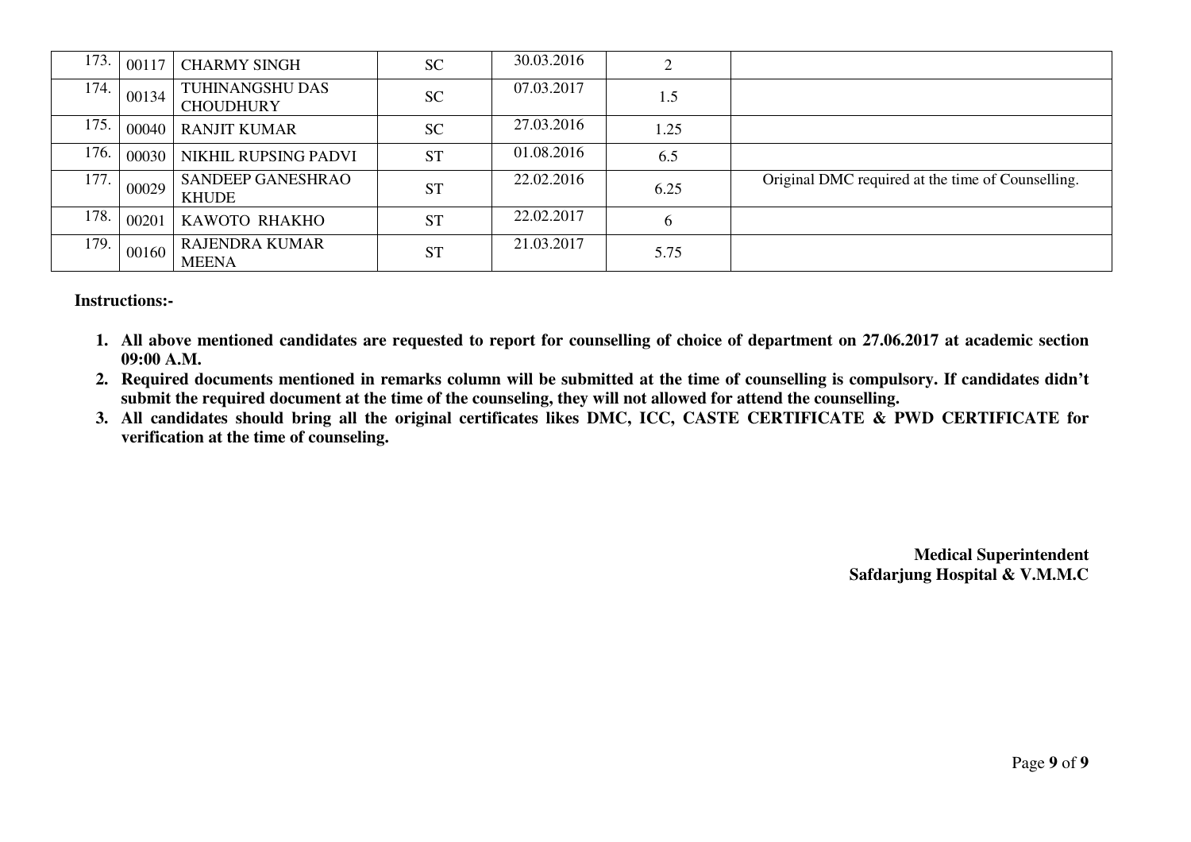| | | | | | | |
|---|---|---|---|---|---|---|
| 173. | 00117 | CHARMY SINGH | SC | 30.03.2016 | 2 | |
| 174. | 00134 | TUHINANGSHU DAS CHOUDHURY | SC | 07.03.2017 | 1.5 | |
| 175. | 00040 | RANJIT KUMAR | SC | 27.03.2016 | 1.25 | |
| 176. | 00030 | NIKHIL RUPSING PADVI | ST | 01.08.2016 | 6.5 | |
| 177. | 00029 | SANDEEP GANESHRAO KHUDE | ST | 22.02.2016 | 6.25 | Original DMC required at the time of Counselling. |
| 178. | 00201 | KAWOTO RHAKHO | ST | 22.02.2017 | 6 | |
| 179. | 00160 | RAJENDRA KUMAR MEENA | ST | 21.03.2017 | 5.75 | |

**Instructions:-**

1. **All above mentioned candidates are requested to report for counselling of choice of department on 27.06.2017 at academic section 09:00 A.M.**
2. **Required documents mentioned in remarks column will be submitted at the time of counselling is compulsory. If candidates didn't submit the required document at the time of the counseling, they will not allowed for attend the counselling.**
3. **All candidates should bring all the original certificates likes DMC, ICC, CASTE CERTIFICATE & PWD CERTIFICATE for verification at the time of counseling.**

**Medical Superintendent**
**Safdarjung Hospital & V.M.M.C**